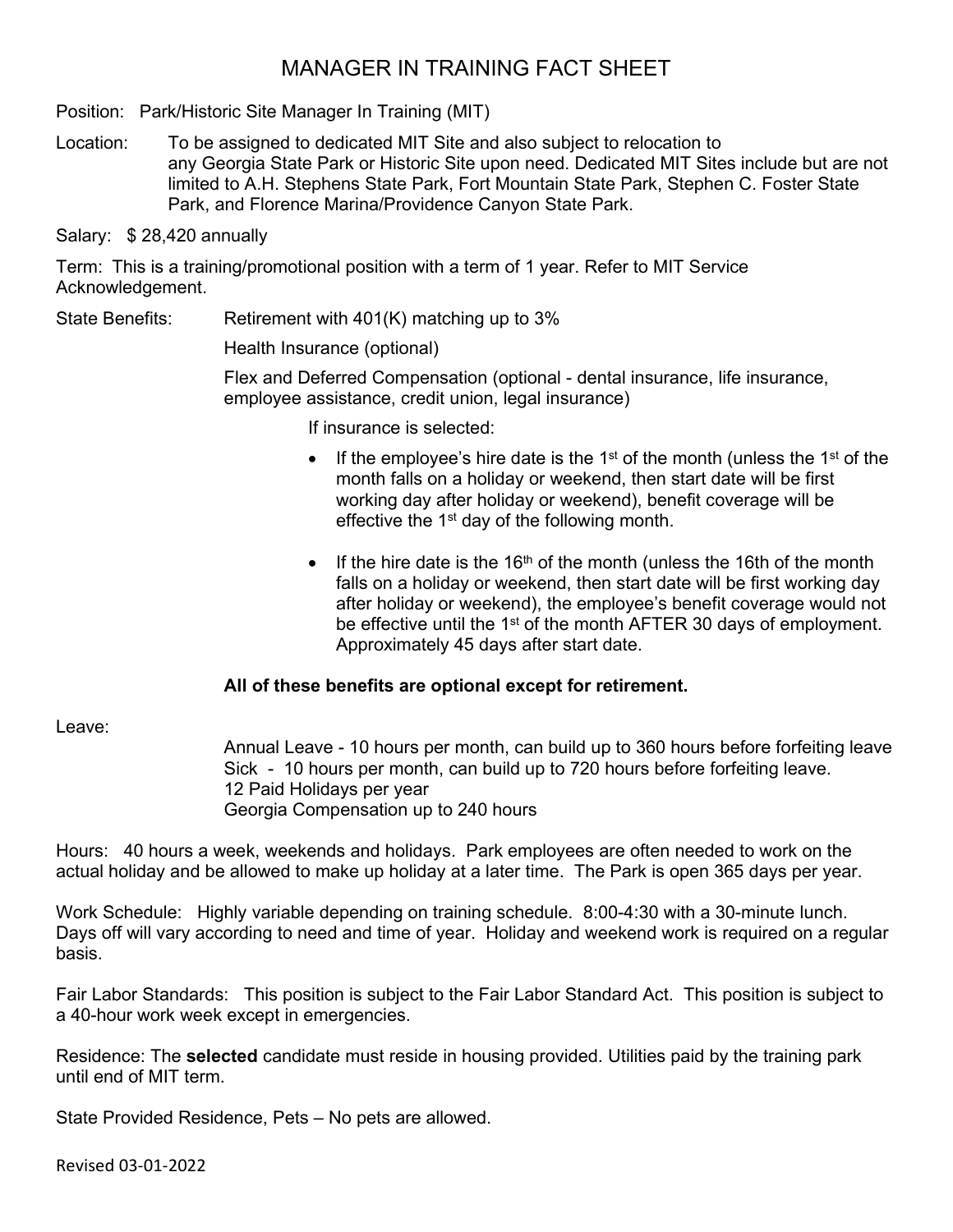# MANAGER IN TRAINING FACT SHEET

Position: Park/Historic Site Manager In Training (MIT)

Location: To be assigned to dedicated MIT Site and also subject to relocation to any Georgia State Park or Historic Site upon need. Dedicated MIT Sites include but are not limited to A.H. Stephens State Park, Fort Mountain State Park, Stephen C. Foster State Park, and Florence Marina/Providence Canyon State Park.

Salary: $ 28,420 annually

Term: This is a training/promotional position with a term of 1 year. Refer to MIT Service Acknowledgement.

State Benefits: Retirement with 401(K) matching up to 3%

Health Insurance (optional)

Flex and Deferred Compensation (optional - dental insurance, life insurance, employee assistance, credit union, legal insurance)

If insurance is selected:

- If the employee's hire date is the 1st of the month (unless the 1st of the month falls on a holiday or weekend, then start date will be first working day after holiday or weekend), benefit coverage will be effective the 1st day of the following month.
- If the hire date is the 16th of the month (unless the 16th of the month falls on a holiday or weekend, then start date will be first working day after holiday or weekend), the employee's benefit coverage would not be effective until the 1st of the month AFTER 30 days of employment. Approximately 45 days after start date.

**All of these benefits are optional except for retirement.**

Leave:

Annual Leave - 10 hours per month, can build up to 360 hours before forfeiting leave
Sick - 10 hours per month, can build up to 720 hours before forfeiting leave.
12 Paid Holidays per year
Georgia Compensation up to 240 hours

Hours: 40 hours a week, weekends and holidays. Park employees are often needed to work on the actual holiday and be allowed to make up holiday at a later time. The Park is open 365 days per year.

Work Schedule: Highly variable depending on training schedule. 8:00-4:30 with a 30-minute lunch. Days off will vary according to need and time of year. Holiday and weekend work is required on a regular basis.

Fair Labor Standards: This position is subject to the Fair Labor Standard Act. This position is subject to a 40-hour work week except in emergencies.

Residence: The **selected** candidate must reside in housing provided. Utilities paid by the training park until end of MIT term.

State Provided Residence, Pets – No pets are allowed.

Revised 03-01-2022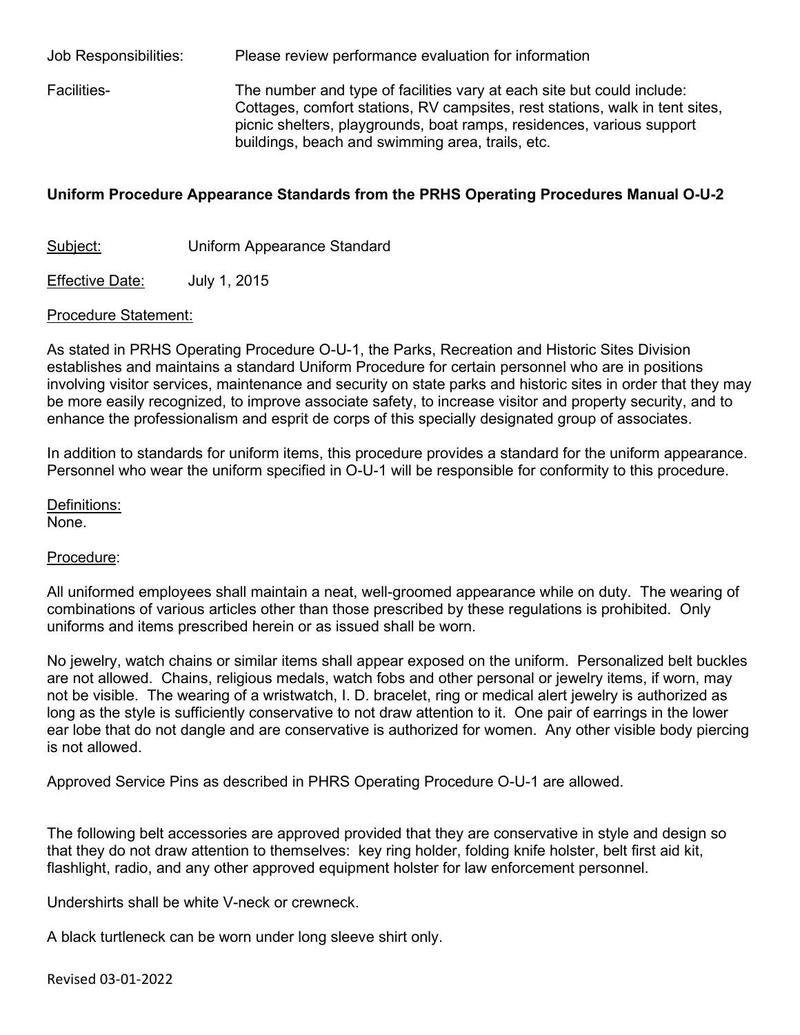Job Responsibilities: Please review performance evaluation for information

Facilities- The number and type of facilities vary at each site but could include: Cottages, comfort stations, RV campsites, rest stations, walk in tent sites, picnic shelters, playgrounds, boat ramps, residences, various support buildings, beach and swimming area, trails, etc.

**Uniform Procedure Appearance Standards from the PRHS Operating Procedures Manual O-U-2**

<u>Subject:</u> Uniform Appearance Standard

<u>Effective Date:</u> July 1, 2015

<u>Procedure Statement:</u>

As stated in PRHS Operating Procedure O-U-1, the Parks, Recreation and Historic Sites Division establishes and maintains a standard Uniform Procedure for certain personnel who are in positions involving visitor services, maintenance and security on state parks and historic sites in order that they may be more easily recognized, to improve associate safety, to increase visitor and property security, and to enhance the professionalism and esprit de corps of this specially designated group of associates.

In addition to standards for uniform items, this procedure provides a standard for the uniform appearance. Personnel who wear the uniform specified in O-U-1 will be responsible for conformity to this procedure.

<u>Definitions:</u>
None.

<u>Procedure</u>:

All uniformed employees shall maintain a neat, well-groomed appearance while on duty. The wearing of combinations of various articles other than those prescribed by these regulations is prohibited. Only uniforms and items prescribed herein or as issued shall be worn.

No jewelry, watch chains or similar items shall appear exposed on the uniform. Personalized belt buckles are not allowed. Chains, religious medals, watch fobs and other personal or jewelry items, if worn, may not be visible. The wearing of a wristwatch, I. D. bracelet, ring or medical alert jewelry is authorized as long as the style is sufficiently conservative to not draw attention to it. One pair of earrings in the lower ear lobe that do not dangle and are conservative is authorized for women. Any other visible body piercing is not allowed.

Approved Service Pins as described in PHRS Operating Procedure O-U-1 are allowed.

The following belt accessories are approved provided that they are conservative in style and design so that they do not draw attention to themselves: key ring holder, folding knife holster, belt first aid kit, flashlight, radio, and any other approved equipment holster for law enforcement personnel.

Undershirts shall be white V-neck or crewneck.

A black turtleneck can be worn under long sleeve shirt only.

Revised 03-01-2022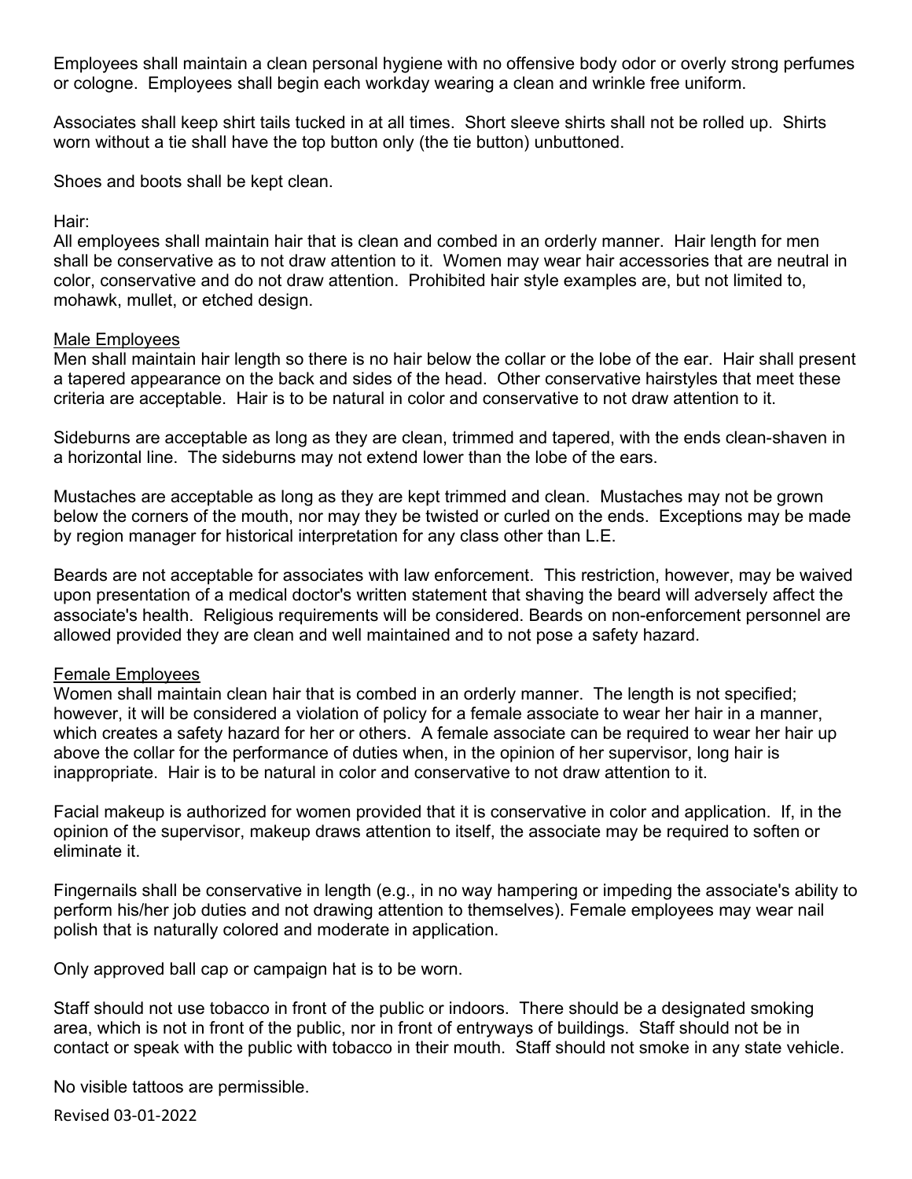Employees shall maintain a clean personal hygiene with no offensive body odor or overly strong perfumes or cologne. Employees shall begin each workday wearing a clean and wrinkle free uniform.

Associates shall keep shirt tails tucked in at all times. Short sleeve shirts shall not be rolled up. Shirts worn without a tie shall have the top button only (the tie button) unbuttoned.

Shoes and boots shall be kept clean.

Hair:
All employees shall maintain hair that is clean and combed in an orderly manner. Hair length for men shall be conservative as to not draw attention to it. Women may wear hair accessories that are neutral in color, conservative and do not draw attention. Prohibited hair style examples are, but not limited to, mohawk, mullet, or etched design.

<u>Male Employees</u>
Men shall maintain hair length so there is no hair below the collar or the lobe of the ear. Hair shall present a tapered appearance on the back and sides of the head. Other conservative hairstyles that meet these criteria are acceptable. Hair is to be natural in color and conservative to not draw attention to it.

Sideburns are acceptable as long as they are clean, trimmed and tapered, with the ends clean-shaven in a horizontal line. The sideburns may not extend lower than the lobe of the ears.

Mustaches are acceptable as long as they are kept trimmed and clean. Mustaches may not be grown below the corners of the mouth, nor may they be twisted or curled on the ends. Exceptions may be made by region manager for historical interpretation for any class other than L.E.

Beards are not acceptable for associates with law enforcement. This restriction, however, may be waived upon presentation of a medical doctor's written statement that shaving the beard will adversely affect the associate's health. Religious requirements will be considered. Beards on non-enforcement personnel are allowed provided they are clean and well maintained and to not pose a safety hazard.

<u>Female Employees</u>
Women shall maintain clean hair that is combed in an orderly manner. The length is not specified; however, it will be considered a violation of policy for a female associate to wear her hair in a manner, which creates a safety hazard for her or others. A female associate can be required to wear her hair up above the collar for the performance of duties when, in the opinion of her supervisor, long hair is inappropriate. Hair is to be natural in color and conservative to not draw attention to it.

Facial makeup is authorized for women provided that it is conservative in color and application. If, in the opinion of the supervisor, makeup draws attention to itself, the associate may be required to soften or eliminate it.

Fingernails shall be conservative in length (e.g., in no way hampering or impeding the associate's ability to perform his/her job duties and not drawing attention to themselves). Female employees may wear nail polish that is naturally colored and moderate in application.

Only approved ball cap or campaign hat is to be worn.

Staff should not use tobacco in front of the public or indoors. There should be a designated smoking area, which is not in front of the public, nor in front of entryways of buildings. Staff should not be in contact or speak with the public with tobacco in their mouth. Staff should not smoke in any state vehicle.

No visible tattoos are permissible.

Revised 03-01-2022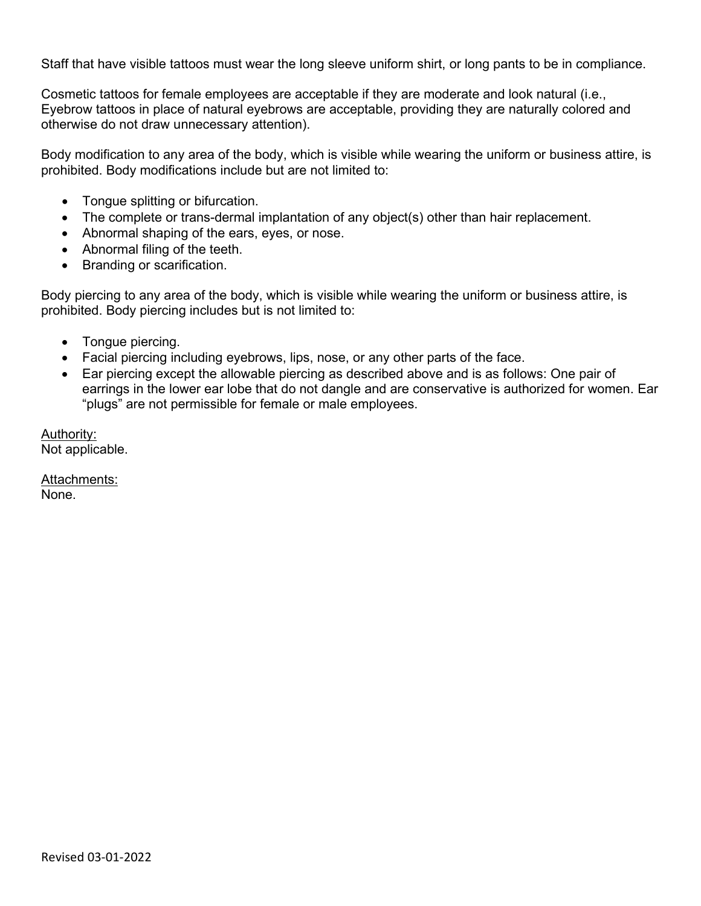Staff that have visible tattoos must wear the long sleeve uniform shirt, or long pants to be in compliance.

Cosmetic tattoos for female employees are acceptable if they are moderate and look natural (i.e., Eyebrow tattoos in place of natural eyebrows are acceptable, providing they are naturally colored and otherwise do not draw unnecessary attention).

Body modification to any area of the body, which is visible while wearing the uniform or business attire, is prohibited. Body modifications include but are not limited to:

- Tongue splitting or bifurcation.
- The complete or trans-dermal implantation of any object(s) other than hair replacement.
- Abnormal shaping of the ears, eyes, or nose.
- Abnormal filing of the teeth.
- Branding or scarification.

Body piercing to any area of the body, which is visible while wearing the uniform or business attire, is prohibited. Body piercing includes but is not limited to:

- Tongue piercing.
- Facial piercing including eyebrows, lips, nose, or any other parts of the face.
- Ear piercing except the allowable piercing as described above and is as follows: One pair of earrings in the lower ear lobe that do not dangle and are conservative is authorized for women. Ear "plugs" are not permissible for female or male employees.

<u>Authority:</u>
Not applicable.

<u>Attachments:</u>
None.

Revised 03-01-2022